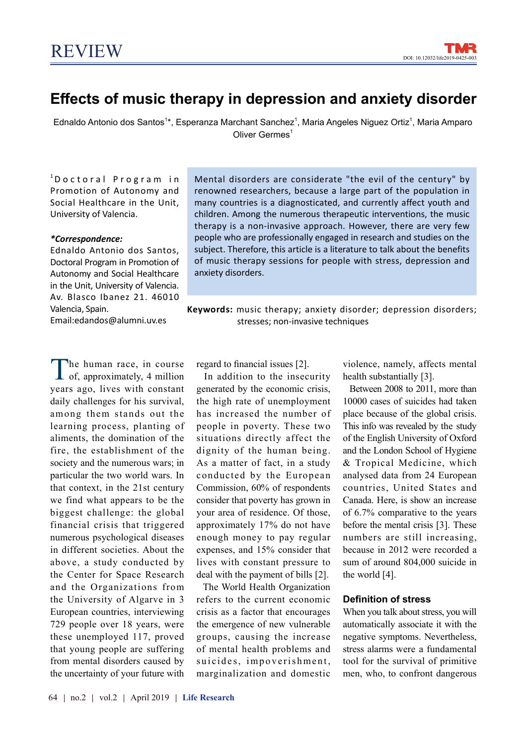REVIEW

DOI: 10.12032/life2019-0425-003

# Effects of music therapy in depression and anxiety disorder

Ednaldo Antonio dos Santos[1]*, Esperanza Marchant Sanchez[1], Maria Angeles Niguez Ortiz[1], Maria Amparo Oliver Germes[1]

[1]Doctoral Program in Promotion of Autonomy and Social Healthcare in the Unit, University of Valencia.

***Correspondence:***
Ednaldo Antonio dos Santos, Doctoral Program in Promotion of Autonomy and Social Healthcare in the Unit, University of Valencia. Av. Blasco Ibanez 21. 46010 Valencia, Spain.
Email:edandos@alumni.uv.es

Mental disorders are considerate "the evil of the century" by renowned researchers, because a large part of the population in many countries is a diagnosticated, and currently affect youth and children. Among the numerous therapeutic interventions, the music therapy is a non-invasive approach. However, there are very few people who are professionally engaged in research and studies on the subject. Therefore, this article is a literature to talk about the benefits of music therapy sessions for people with stress, depression and anxiety disorders.

**Keywords:** music therapy; anxiety disorder; depression disorders; stresses; non-invasive techniques

The human race, in course of, approximately, 4 million years ago, lives with constant daily challenges for his survival, among them stands out the learning process, planting of aliments, the domination of the fire, the establishment of the society and the numerous wars; in particular the two world wars. In that context, in the 21st century we find what appears to be the biggest challenge: the global financial crisis that triggered numerous psychological diseases in different societies. About the above, a study conducted by the Center for Space Research and the Organizations from the University of Algarve in 3 European countries, interviewing 729 people over 18 years, were these unemployed 117, proved that young people are suffering from mental disorders caused by the uncertainty of your future with regard to financial issues [2].

In addition to the insecurity generated by the economic crisis, the high rate of unemployment has increased the number of people in poverty. These two situations directly affect the dignity of the human being. As a matter of fact, in a study conducted by the European Commission, 60% of respondents consider that poverty has grown in your area of residence. Of those, approximately 17% do not have enough money to pay regular expenses, and 15% consider that lives with constant pressure to deal with the payment of bills [2].

The World Health Organization refers to the current economic crisis as a factor that encourages the emergence of new vulnerable groups, causing the increase of mental health problems and suicides, impoverishment, marginalization and domestic violence, namely, affects mental health substantially [3].

Between 2008 to 2011, more than 10000 cases of suicides had taken place because of the global crisis. This info was revealed by the study of the English University of Oxford and the London School of Hygiene & Tropical Medicine, which analysed data from 24 European countries, United States and Canada. Here, is show an increase of 6.7% comparative to the years before the mental crisis [3]. These numbers are still increasing, because in 2012 were recorded a sum of around 804,000 suicide in the world [4].

## Definition of stress

When you talk about stress, you will automatically associate it with the negative symptoms. Nevertheless, stress alarms were a fundamental tool for the survival of primitive men, who, to confront dangerous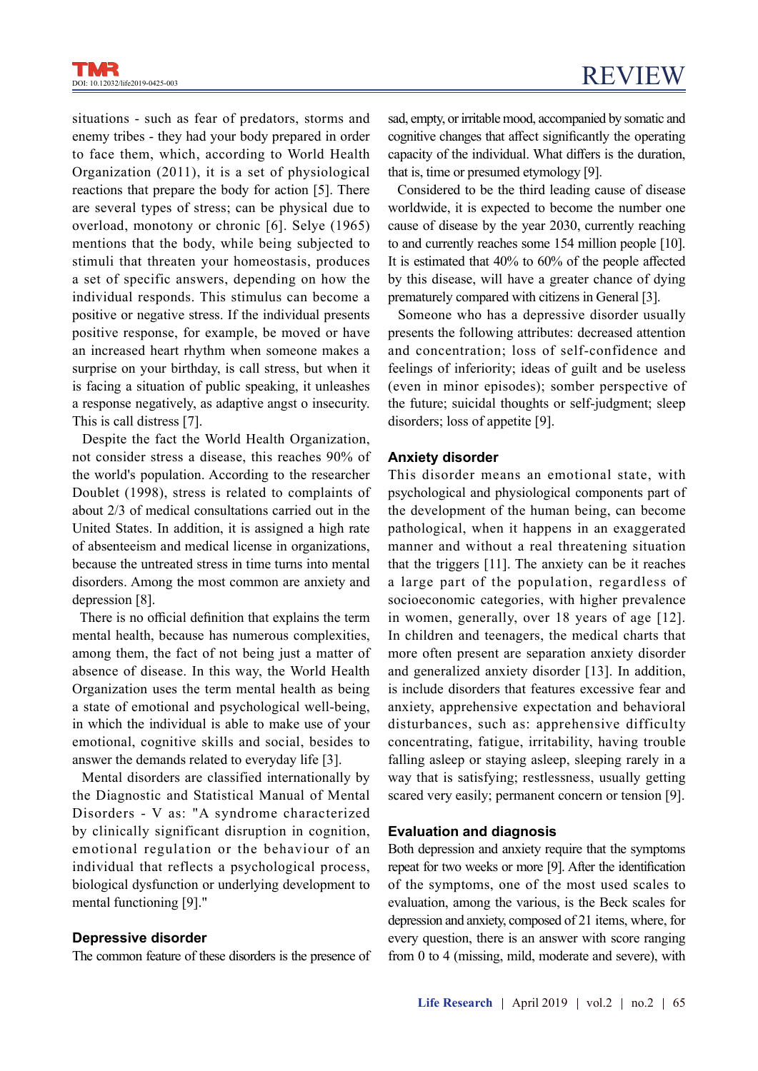situations - such as fear of predators, storms and enemy tribes - they had your body prepared in order to face them, which, according to World Health Organization (2011), it is a set of physiological reactions that prepare the body for action [5]. There are several types of stress; can be physical due to overload, monotony or chronic [6]. Selye (1965) mentions that the body, while being subjected to stimuli that threaten your homeostasis, produces a set of specific answers, depending on how the individual responds. This stimulus can become a positive or negative stress. If the individual presents positive response, for example, be moved or have an increased heart rhythm when someone makes a surprise on your birthday, is call stress, but when it is facing a situation of public speaking, it unleashes a response negatively, as adaptive angst o insecurity. This is call distress [7].

Despite the fact the World Health Organization, not consider stress a disease, this reaches 90% of the world's population. According to the researcher Doublet (1998), stress is related to complaints of about 2/3 of medical consultations carried out in the United States. In addition, it is assigned a high rate of absenteeism and medical license in organizations, because the untreated stress in time turns into mental disorders. Among the most common are anxiety and depression [8].

There is no official definition that explains the term mental health, because has numerous complexities, among them, the fact of not being just a matter of absence of disease. In this way, the World Health Organization uses the term mental health as being a state of emotional and psychological well-being, in which the individual is able to make use of your emotional, cognitive skills and social, besides to answer the demands related to everyday life [3].

Mental disorders are classified internationally by the Diagnostic and Statistical Manual of Mental Disorders - V as: "A syndrome characterized by clinically significant disruption in cognition, emotional regulation or the behaviour of an individual that reflects a psychological process, biological dysfunction or underlying development to mental functioning [9]."

## Depressive disorder

The common feature of these disorders is the presence of sad, empty, or irritable mood, accompanied by somatic and cognitive changes that affect significantly the operating capacity of the individual. What differs is the duration, that is, time or presumed etymology [9].

Considered to be the third leading cause of disease worldwide, it is expected to become the number one cause of disease by the year 2030, currently reaching to and currently reaches some 154 million people [10]. It is estimated that 40% to 60% of the people affected by this disease, will have a greater chance of dying prematurely compared with citizens in General [3].

Someone who has a depressive disorder usually presents the following attributes: decreased attention and concentration; loss of self-confidence and feelings of inferiority; ideas of guilt and be useless (even in minor episodes); somber perspective of the future; suicidal thoughts or self-judgment; sleep disorders; loss of appetite [9].

## Anxiety disorder

This disorder means an emotional state, with psychological and physiological components part of the development of the human being, can become pathological, when it happens in an exaggerated manner and without a real threatening situation that the triggers [11]. The anxiety can be it reaches a large part of the population, regardless of socioeconomic categories, with higher prevalence in women, generally, over 18 years of age [12]. In children and teenagers, the medical charts that more often present are separation anxiety disorder and generalized anxiety disorder [13]. In addition, is include disorders that features excessive fear and anxiety, apprehensive expectation and behavioral disturbances, such as: apprehensive difficulty concentrating, fatigue, irritability, having trouble falling asleep or staying asleep, sleeping rarely in a way that is satisfying; restlessness, usually getting scared very easily; permanent concern or tension [9].

## Evaluation and diagnosis

Both depression and anxiety require that the symptoms repeat for two weeks or more [9]. After the identification of the symptoms, one of the most used scales to evaluation, among the various, is the Beck scales for depression and anxiety, composed of 21 items, where, for every question, there is an answer with score ranging from 0 to 4 (missing, mild, moderate and severe), with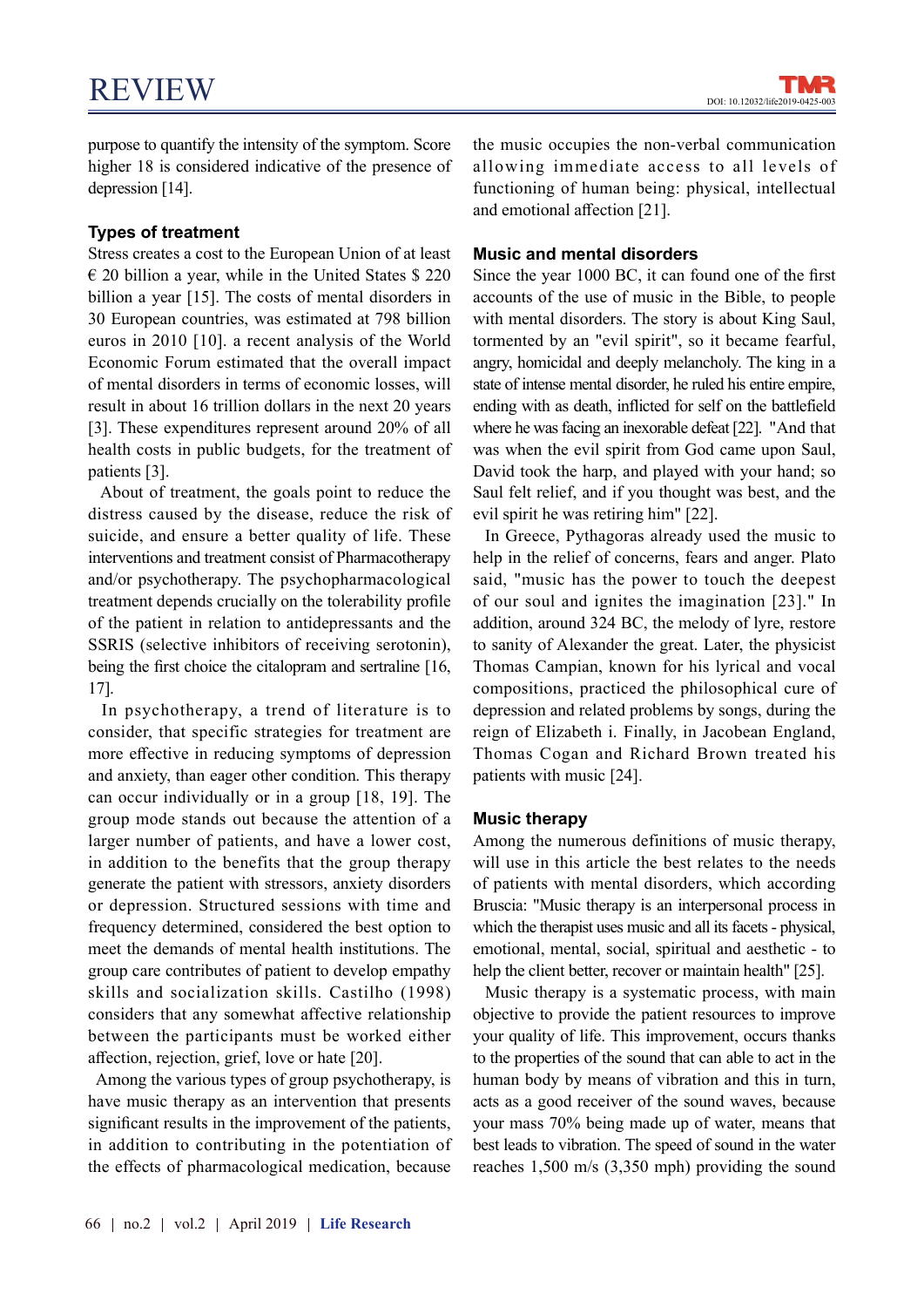purpose to quantify the intensity of the symptom. Score higher 18 is considered indicative of the presence of depression [14].

## Types of treatment

Stress creates a cost to the European Union of at least € 20 billion a year, while in the United States $ 220 billion a year [15]. The costs of mental disorders in 30 European countries, was estimated at 798 billion euros in 2010 [10]. a recent analysis of the World Economic Forum estimated that the overall impact of mental disorders in terms of economic losses, will result in about 16 trillion dollars in the next 20 years [3]. These expenditures represent around 20% of all health costs in public budgets, for the treatment of patients [3].

About of treatment, the goals point to reduce the distress caused by the disease, reduce the risk of suicide, and ensure a better quality of life. These interventions and treatment consist of Pharmacotherapy and/or psychotherapy. The psychopharmacological treatment depends crucially on the tolerability profile of the patient in relation to antidepressants and the SSRIS (selective inhibitors of receiving serotonin), being the first choice the citalopram and sertraline [16, 17].

In psychotherapy, a trend of literature is to consider, that specific strategies for treatment are more effective in reducing symptoms of depression and anxiety, than eager other condition. This therapy can occur individually or in a group [18, 19]. The group mode stands out because the attention of a larger number of patients, and have a lower cost, in addition to the benefits that the group therapy generate the patient with stressors, anxiety disorders or depression. Structured sessions with time and frequency determined, considered the best option to meet the demands of mental health institutions. The group care contributes of patient to develop empathy skills and socialization skills. Castilho (1998) considers that any somewhat affective relationship between the participants must be worked either affection, rejection, grief, love or hate [20].

Among the various types of group psychotherapy, is have music therapy as an intervention that presents significant results in the improvement of the patients, in addition to contributing in the potentiation of the effects of pharmacological medication, because the music occupies the non-verbal communication allowing immediate access to all levels of functioning of human being: physical, intellectual and emotional affection [21].

## Music and mental disorders

Since the year 1000 BC, it can found one of the first accounts of the use of music in the Bible, to people with mental disorders. The story is about King Saul, tormented by an "evil spirit", so it became fearful, angry, homicidal and deeply melancholy. The king in a state of intense mental disorder, he ruled his entire empire, ending with as death, inflicted for self on the battlefield where he was facing an inexorable defeat [22]. "And that was when the evil spirit from God came upon Saul, David took the harp, and played with your hand; so Saul felt relief, and if you thought was best, and the evil spirit he was retiring him" [22].

In Greece, Pythagoras already used the music to help in the relief of concerns, fears and anger. Plato said, "music has the power to touch the deepest of our soul and ignites the imagination [23]." In addition, around 324 BC, the melody of lyre, restore to sanity of Alexander the great. Later, the physicist Thomas Campian, known for his lyrical and vocal compositions, practiced the philosophical cure of depression and related problems by songs, during the reign of Elizabeth i. Finally, in Jacobean England, Thomas Cogan and Richard Brown treated his patients with music [24].

## Music therapy

Among the numerous definitions of music therapy, will use in this article the best relates to the needs of patients with mental disorders, which according Bruscia: "Music therapy is an interpersonal process in which the therapist uses music and all its facets - physical, emotional, mental, social, spiritual and aesthetic - to help the client better, recover or maintain health" [25].

Music therapy is a systematic process, with main objective to provide the patient resources to improve your quality of life. This improvement, occurs thanks to the properties of the sound that can able to act in the human body by means of vibration and this in turn, acts as a good receiver of the sound waves, because your mass 70% being made up of water, means that best leads to vibration. The speed of sound in the water reaches 1,500 m/s (3,350 mph) providing the sound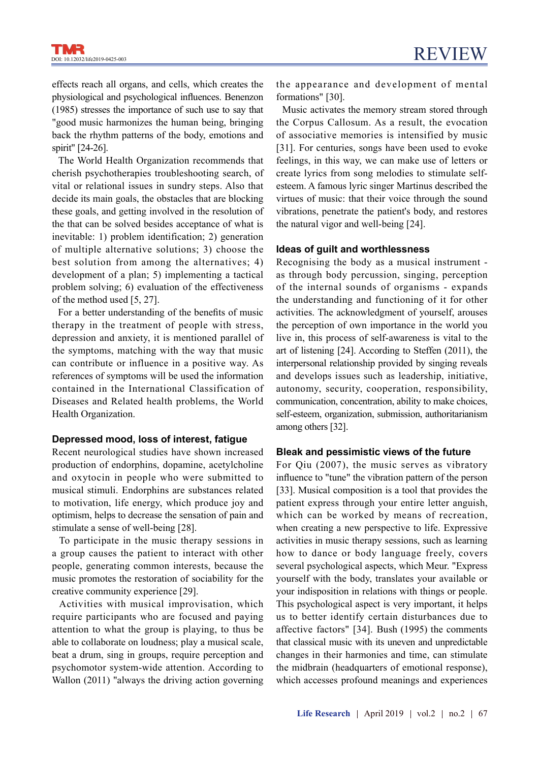effects reach all organs, and cells, which creates the physiological and psychological influences. Benenzon (1985) stresses the importance of such use to say that "good music harmonizes the human being, bringing back the rhythm patterns of the body, emotions and spirit" [24-26].

The World Health Organization recommends that cherish psychotherapies troubleshooting search, of vital or relational issues in sundry steps. Also that decide its main goals, the obstacles that are blocking these goals, and getting involved in the resolution of the that can be solved besides acceptance of what is inevitable: 1) problem identification; 2) generation of multiple alternative solutions; 3) choose the best solution from among the alternatives; 4) development of a plan; 5) implementing a tactical problem solving; 6) evaluation of the effectiveness of the method used [5, 27].

For a better understanding of the benefits of music therapy in the treatment of people with stress, depression and anxiety, it is mentioned parallel of the symptoms, matching with the way that music can contribute or influence in a positive way. As references of symptoms will be used the information contained in the International Classification of Diseases and Related health problems, the World Health Organization.

### Depressed mood, loss of interest, fatigue

Recent neurological studies have shown increased production of endorphins, dopamine, acetylcholine and oxytocin in people who were submitted to musical stimuli. Endorphins are substances related to motivation, life energy, which produce joy and optimism, helps to decrease the sensation of pain and stimulate a sense of well-being [28].

To participate in the music therapy sessions in a group causes the patient to interact with other people, generating common interests, because the music promotes the restoration of sociability for the creative community experience [29].

Activities with musical improvisation, which require participants who are focused and paying attention to what the group is playing, to thus be able to collaborate on loudness; play a musical scale, beat a drum, sing in groups, require perception and psychomotor system-wide attention. According to Wallon (2011) "always the driving action governing the appearance and development of mental formations" [30].

Music activates the memory stream stored through the Corpus Callosum. As a result, the evocation of associative memories is intensified by music [31]. For centuries, songs have been used to evoke feelings, in this way, we can make use of letters or create lyrics from song melodies to stimulate self-esteem. A famous lyric singer Martinus described the virtues of music: that their voice through the sound vibrations, penetrate the patient's body, and restores the natural vigor and well-being [24].

### Ideas of guilt and worthlessness

Recognising the body as a musical instrument - as through body percussion, singing, perception of the internal sounds of organisms - expands the understanding and functioning of it for other activities. The acknowledgment of yourself, arouses the perception of own importance in the world you live in, this process of self-awareness is vital to the art of listening [24]. According to Steffen (2011), the interpersonal relationship provided by singing reveals and develops issues such as leadership, initiative, autonomy, security, cooperation, responsibility, communication, concentration, ability to make choices, self-esteem, organization, submission, authoritarianism among others [32].

### Bleak and pessimistic views of the future

For Qiu (2007), the music serves as vibratory influence to "tune" the vibration pattern of the person [33]. Musical composition is a tool that provides the patient express through your entire letter anguish, which can be worked by means of recreation, when creating a new perspective to life. Expressive activities in music therapy sessions, such as learning how to dance or body language freely, covers several psychological aspects, which Meur. "Express yourself with the body, translates your available or your indisposition in relations with things or people. This psychological aspect is very important, it helps us to better identify certain disturbances due to affective factors" [34]. Bush (1995) the comments that classical music with its uneven and unpredictable changes in their harmonies and time, can stimulate the midbrain (headquarters of emotional response), which accesses profound meanings and experiences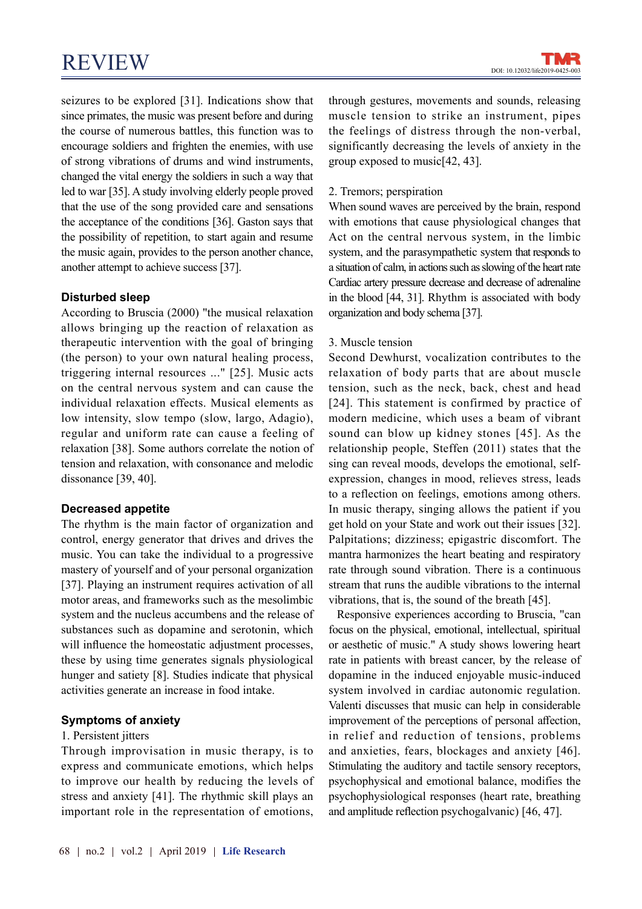seizures to be explored [31]. Indications show that since primates, the music was present before and during the course of numerous battles, this function was to encourage soldiers and frighten the enemies, with use of strong vibrations of drums and wind instruments, changed the vital energy the soldiers in such a way that led to war [35]. A study involving elderly people proved that the use of the song provided care and sensations the acceptance of the conditions [36]. Gaston says that the possibility of repetition, to start again and resume the music again, provides to the person another chance, another attempt to achieve success [37].

### Disturbed sleep

According to Bruscia (2000) "the musical relaxation allows bringing up the reaction of relaxation as therapeutic intervention with the goal of bringing (the person) to your own natural healing process, triggering internal resources ..." [25]. Music acts on the central nervous system and can cause the individual relaxation effects. Musical elements as low intensity, slow tempo (slow, largo, Adagio), regular and uniform rate can cause a feeling of relaxation [38]. Some authors correlate the notion of tension and relaxation, with consonance and melodic dissonance [39, 40].

### Decreased appetite

The rhythm is the main factor of organization and control, energy generator that drives and drives the music. You can take the individual to a progressive mastery of yourself and of your personal organization [37]. Playing an instrument requires activation of all motor areas, and frameworks such as the mesolimbic system and the nucleus accumbens and the release of substances such as dopamine and serotonin, which will influence the homeostatic adjustment processes, these by using time generates signals physiological hunger and satiety [8]. Studies indicate that physical activities generate an increase in food intake.

### Symptoms of anxiety

1. Persistent jitters

Through improvisation in music therapy, is to express and communicate emotions, which helps to improve our health by reducing the levels of stress and anxiety [41]. The rhythmic skill plays an important role in the representation of emotions, through gestures, movements and sounds, releasing muscle tension to strike an instrument, pipes the feelings of distress through the non-verbal, significantly decreasing the levels of anxiety in the group exposed to music[42, 43].

2. Tremors; perspiration

When sound waves are perceived by the brain, respond with emotions that cause physiological changes that Act on the central nervous system, in the limbic system, and the parasympathetic system that responds to a situation of calm, in actions such as slowing of the heart rate Cardiac artery pressure decrease and decrease of adrenaline in the blood [44, 31]. Rhythm is associated with body organization and body schema [37].

3. Muscle tension

Second Dewhurst, vocalization contributes to the relaxation of body parts that are about muscle tension, such as the neck, back, chest and head [24]. This statement is confirmed by practice of modern medicine, which uses a beam of vibrant sound can blow up kidney stones [45]. As the relationship people, Steffen (2011) states that the sing can reveal moods, develops the emotional, self-expression, changes in mood, relieves stress, leads to a reflection on feelings, emotions among others. In music therapy, singing allows the patient if you get hold on your State and work out their issues [32]. Palpitations; dizziness; epigastric discomfort. The mantra harmonizes the heart beating and respiratory rate through sound vibration. There is a continuous stream that runs the audible vibrations to the internal vibrations, that is, the sound of the breath [45].

Responsive experiences according to Bruscia, "can focus on the physical, emotional, intellectual, spiritual or aesthetic of music." A study shows lowering heart rate in patients with breast cancer, by the release of dopamine in the induced enjoyable music-induced system involved in cardiac autonomic regulation. Valenti discusses that music can help in considerable improvement of the perceptions of personal affection, in relief and reduction of tensions, problems and anxieties, fears, blockages and anxiety [46]. Stimulating the auditory and tactile sensory receptors, psychophysical and emotional balance, modifies the psychophysiological responses (heart rate, breathing and amplitude reflection psychogalvanic) [46, 47].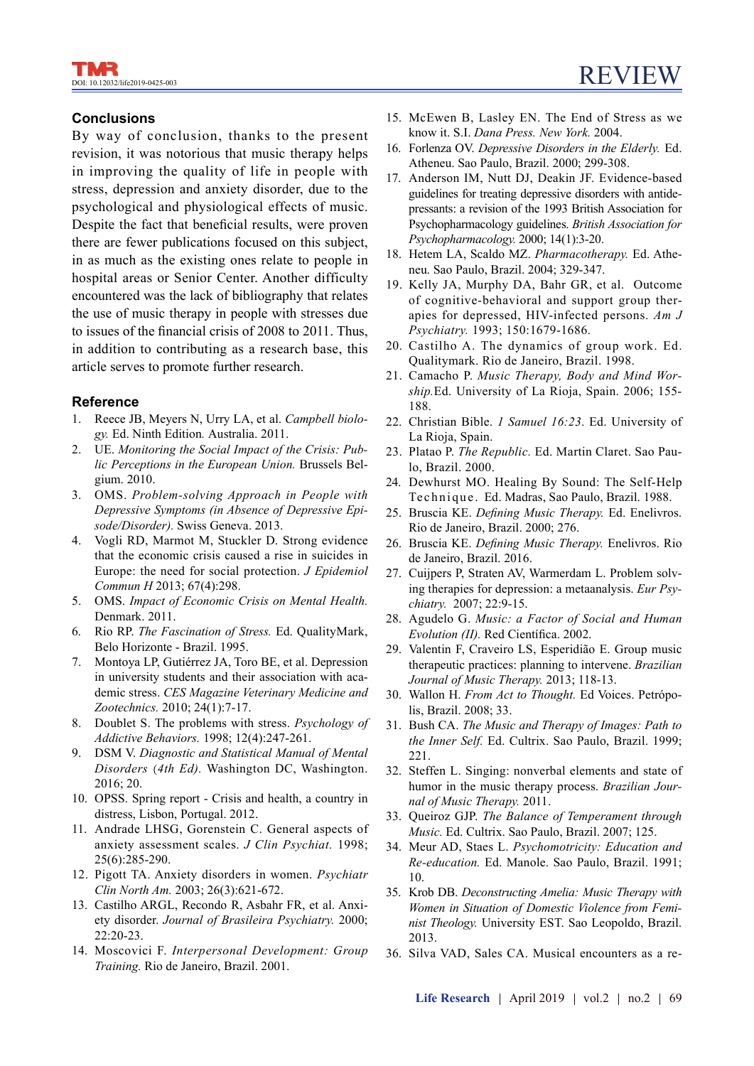## Conclusions

By way of conclusion, thanks to the present revision, it was notorious that music therapy helps in improving the quality of life in people with stress, depression and anxiety disorder, due to the psychological and physiological effects of music. Despite the fact that beneficial results, were proven there are fewer publications focused on this subject, in as much as the existing ones relate to people in hospital areas or Senior Center. Another difficulty encountered was the lack of bibliography that relates the use of music therapy in people with stresses due to issues of the financial crisis of 2008 to 2011. Thus, in addition to contributing as a research base, this article serves to promote further research.

## Reference

1. Reece JB, Meyers N, Urry LA, et al. *Campbell biology.* Ed. Ninth Edition*.* Australia. 2011.
2. UE. *Monitoring the Social Impact of the Crisis: Public Perceptions in the European Union.* Brussels Belgium. 2010.
3. OMS. *Problem-solving Approach in People with Depressive Symptoms (in Absence of Depressive Episode/Disorder).* Swiss Geneva. 2013.
4. Vogli RD, Marmot M, Stuckler D. Strong evidence that the economic crisis caused a rise in suicides in Europe: the need for social protection. *J Epidemiol Commun H* 2013; 67(4):298.
5. OMS. *Impact of Economic Crisis on Mental Health.* Denmark. 2011.
6. Rio RP. *The Fascination of Stress.* Ed. QualityMark, Belo Horizonte - Brazil. 1995.
7. Montoya LP, Gutiérrez JA, Toro BE, et al. Depression in university students and their association with academic stress. *CES Magazine Veterinary Medicine and Zootechnics.* 2010; 24(1):7-17.
8. Doublet S. The problems with stress. *Psychology of Addictive Behaviors.* 1998; 12(4):247-261.
9. DSM V. *Diagnostic and Statistical Manual of Mental Disorders (4th Ed).* Washington DC, Washington. 2016; 20.
10. OPSS. Spring report - Crisis and health, a country in distress, Lisbon, Portugal. 2012.
11. Andrade LHSG, Gorenstein C. General aspects of anxiety assessment scales. *J Clin Psychiat.* 1998; 25(6):285-290.
12. Pigott TA. Anxiety disorders in women. *Psychiatr Clin North Am.* 2003; 26(3):621-672.
13. Castilho ARGL, Recondo R, Asbahr FR, et al. Anxiety disorder. *Journal of Brasileira Psychiatry.* 2000; 22:20-23.
14. Moscovici F. *Interpersonal Development: Group Training.* Rio de Janeiro, Brazil. 2001.
15. McEwen B, Lasley EN. The End of Stress as we know it. S.I. *Dana Press. New York.* 2004.
16. Forlenza OV. *Depressive Disorders in the Elderly.* Ed. Atheneu. Sao Paulo, Brazil. 2000; 299-308.
17. Anderson IM, Nutt DJ, Deakin JF. Evidence-based guidelines for treating depressive disorders with antidepressants: a revision of the 1993 British Association for Psychopharmacology guidelines. *British Association for Psychopharmacology.* 2000; 14(1):3-20.
18. Hetem LA, Scaldo MZ. *Pharmacotherapy.* Ed. Atheneu. Sao Paulo, Brazil. 2004; 329-347.
19. Kelly JA, Murphy DA, Bahr GR, et al. Outcome of cognitive-behavioral and support group therapies for depressed, HIV-infected persons. *Am J Psychiatry.* 1993; 150:1679-1686.
20. Castilho A. The dynamics of group work. Ed. Qualitymark. Rio de Janeiro, Brazil. 1998.
21. Camacho P. *Music Therapy, Body and Mind Worship.*Ed. University of La Rioja, Spain. 2006; 155-188.
22. Christian Bible. *1 Samuel 16:23*. Ed. University of La Rioja, Spain.
23. Platao P. *The Republic.* Ed. Martin Claret. Sao Paulo, Brazil. 2000.
24. Dewhurst MO. Healing By Sound: The Self-Help Technique. Ed. Madras, Sao Paulo, Brazil. 1988.
25. Bruscia KE. *Defining Music Therapy.* Ed. Enelivros. Rio de Janeiro, Brazil. 2000; 276.
26. Bruscia KE. *Defining Music Therapy.* Enelivros. Rio de Janeiro, Brazil. 2016.
27. Cuijpers P, Straten AV, Warmerdam L. Problem solving therapies for depression: a metaanalysis. *Eur Psychiatry.* 2007; 22:9-15.
28. Agudelo G. *Music: a Factor of Social and Human Evolution (II).* Red Científica. 2002.
29. Valentin F, Craveiro LS, Esperidião E. Group music therapeutic practices: planning to intervene. *Brazilian Journal of Music Therapy.* 2013; 118-13.
30. Wallon H. *From Act to Thought.* Ed Voices. Petrópolis, Brazil. 2008; 33.
31. Bush CA. *The Music and Therapy of Images: Path to the Inner Self.* Ed. Cultrix. Sao Paulo, Brazil. 1999; 221.
32. Steffen L. Singing: nonverbal elements and state of humor in the music therapy process. *Brazilian Journal of Music Therapy.* 2011.
33. Queiroz GJP. *The Balance of Temperament through Music.* Ed. Cultrix. Sao Paulo, Brazil. 2007; 125.
34. Meur AD, Staes L. *Psychomotricity: Education and Re-education.* Ed. Manole. Sao Paulo, Brazil. 1991; 10.
35. Krob DB. *Deconstructing Amelia: Music Therapy with Women in Situation of Domestic Violence from Feminist Theology.* University EST. Sao Leopoldo, Brazil. 2013.
36. Silva VAD, Sales CA. Musical encounters as a re-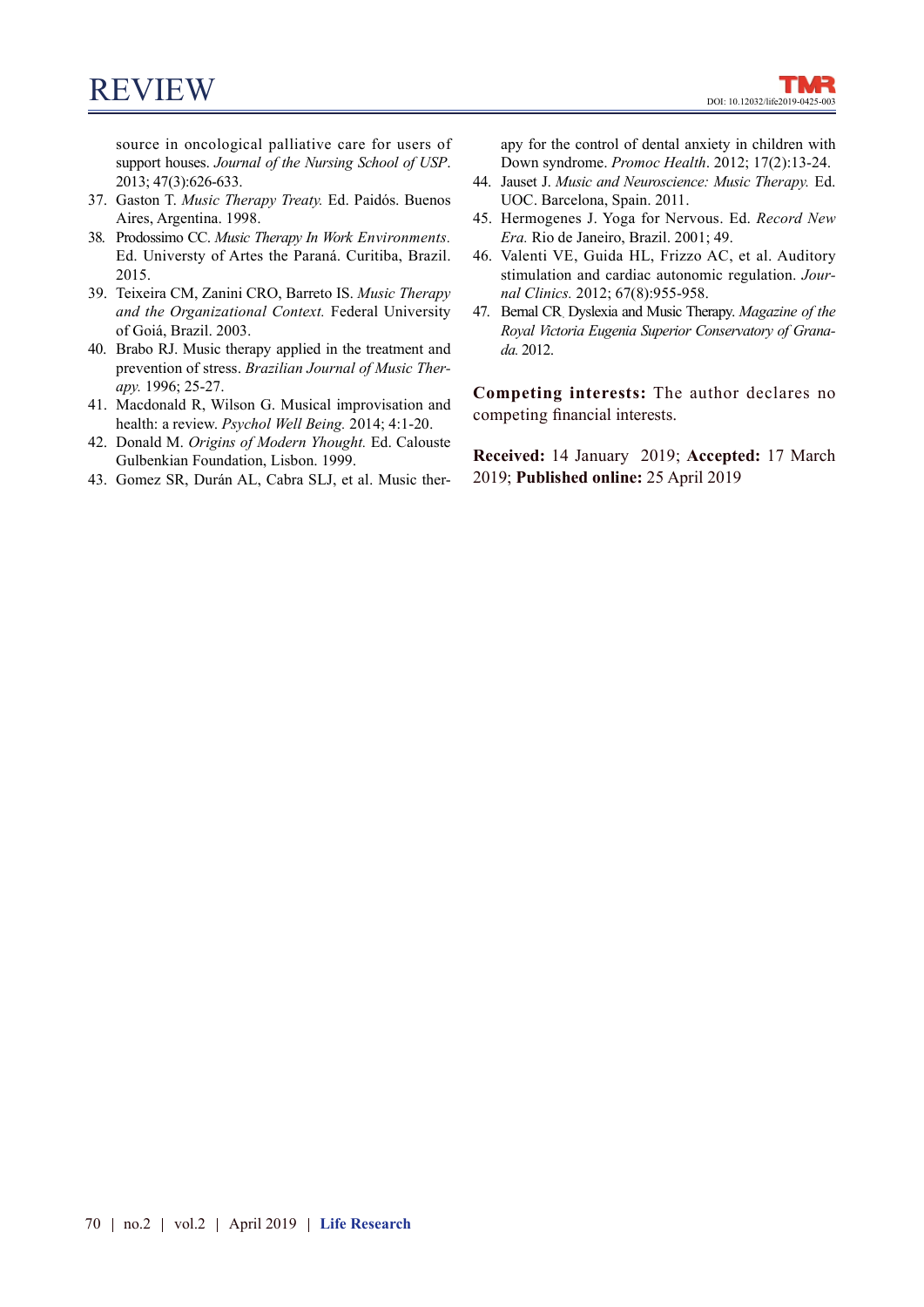source in oncological palliative care for users of support houses. *Journal of the Nursing School of USP*. 2013; 47(3):626-633.

37. Gaston T. *Music Therapy Treaty.* Ed. Paidós. Buenos Aires, Argentina. 1998.
38. Prodossimo CC. *Music Therapy In Work Environments*. Ed. Universty of Artes the Paraná. Curitiba, Brazil. 2015.
39. Teixeira CM, Zanini CRO, Barreto IS. *Music Therapy and the Organizational Context.* Federal University of Goiá, Brazil. 2003.
40. Brabo RJ. Music therapy applied in the treatment and prevention of stress. *Brazilian Journal of Music Therapy.* 1996; 25-27.
41. Macdonald R, Wilson G. Musical improvisation and health: a review. *Psychol Well Being.* 2014; 4:1-20.
42. Donald M. *Origins of Modern Yhought.* Ed. Calouste Gulbenkian Foundation, Lisbon. 1999.
43. Gomez SR, Durán AL, Cabra SLJ, et al. Music therapy for the control of dental anxiety in children with Down syndrome. *Promoc Health*. 2012; 17(2):13-24.
44. Jauset J. *Music and Neuroscience: Music Therapy.* Ed. UOC. Barcelona, Spain. 2011.
45. Hermogenes J. Yoga for Nervous. Ed. *Record New Era.* Rio de Janeiro, Brazil. 2001; 49.
46. Valenti VE, Guida HL, Frizzo AC, et al. Auditory stimulation and cardiac autonomic regulation. *Journal Clinics.* 2012; 67(8):955-958.
47. Bernal CR. Dyslexia and Music Therapy. *Magazine of the Royal Victoria Eugenia Superior Conservatory of Granada.* 2012.

**Competing interests:** The author declares no competing financial interests.

**Received:** 14 January 2019; **Accepted:** 17 March 2019; **Published online:** 25 April 2019